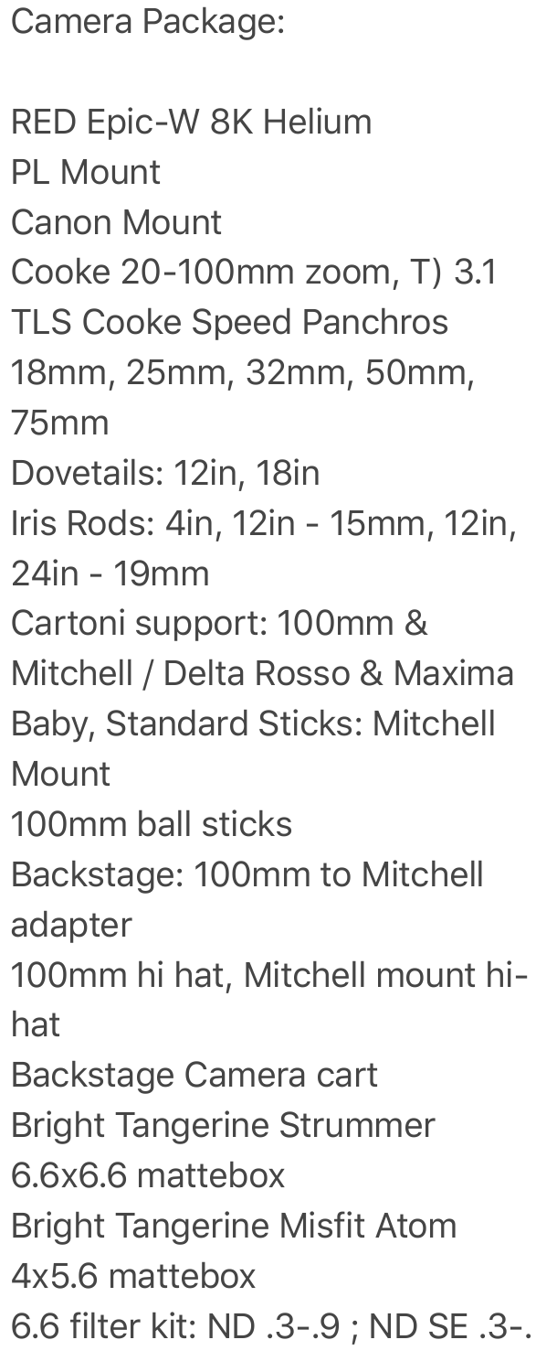Camera Package:

RED Epic-W 8K Helium
PL Mount
Canon Mount
Cooke 20-100mm zoom, T) 3.1
TLS Cooke Speed Panchros
18mm, 25mm, 32mm, 50mm, 75mm
Dovetails: 12in, 18in
Iris Rods: 4in, 12in - 15mm, 12in, 24in - 19mm
Cartoni support: 100mm & Mitchell / Delta Rosso & Maxima
Baby, Standard Sticks: Mitchell Mount
100mm ball sticks
Backstage: 100mm to Mitchell adapter
100mm hi hat, Mitchell mount hi-hat
Backstage Camera cart
Bright Tangerine Strummer 6.6x6.6 mattebox
Bright Tangerine Misfit Atom 4x5.6 mattebox
6.6 filter kit: ND .3-.9 ; ND SE .3-.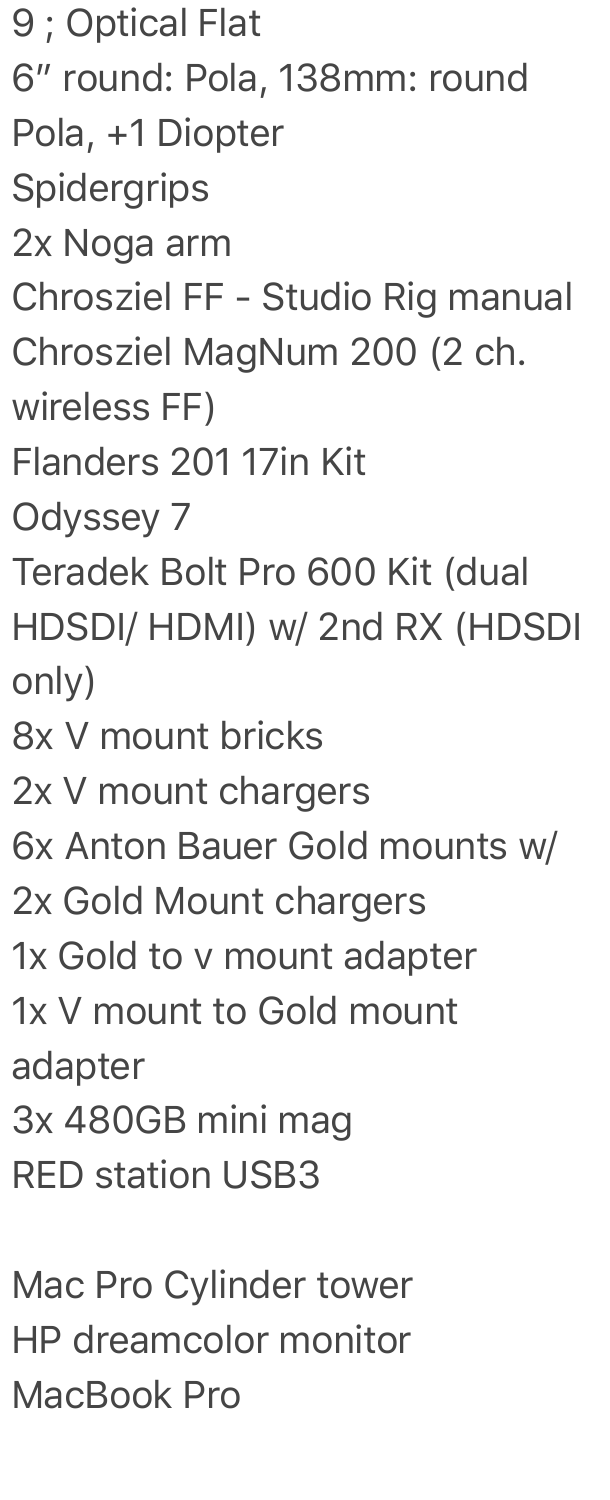9 ; Optical Flat
6″ round: Pola, 138mm: round Pola, +1 Diopter
Spidergrips
2x Noga arm
Chrosziel FF - Studio Rig manual
Chrosziel MagNum 200 (2 ch. wireless FF)
Flanders 201 17in Kit
Odyssey 7
Teradek Bolt Pro 600 Kit (dual HDSDI/ HDMI) w/ 2nd RX (HDSDI only)
8x V mount bricks
2x V mount chargers
6x Anton Bauer Gold mounts w/ 2x Gold Mount chargers
1x Gold to v mount adapter
1x V mount to Gold mount adapter
3x 480GB mini mag
RED station USB3

Mac Pro Cylinder tower
HP dreamcolor monitor
MacBook Pro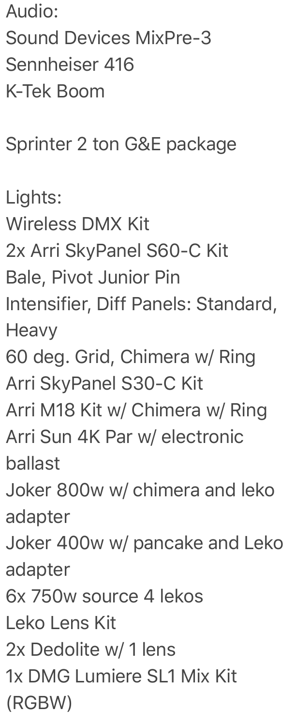Audio:
Sound Devices MixPre-3
Sennheiser 416
K-Tek Boom

Sprinter 2 ton G&E package

Lights:
Wireless DMX Kit
2x Arri SkyPanel S60-C Kit
Bale, Pivot Junior Pin
Intensifier, Diff Panels: Standard, Heavy
60 deg. Grid, Chimera w/ Ring
Arri SkyPanel S30-C Kit
Arri M18 Kit w/ Chimera w/ Ring
Arri Sun 4K Par w/ electronic ballast
Joker 800w w/ chimera and leko adapter
Joker 400w w/ pancake and Leko adapter
6x 750w source 4 lekos
Leko Lens Kit
2x Dedolite w/ 1 lens
1x DMG Lumiere SL1 Mix Kit (RGBW)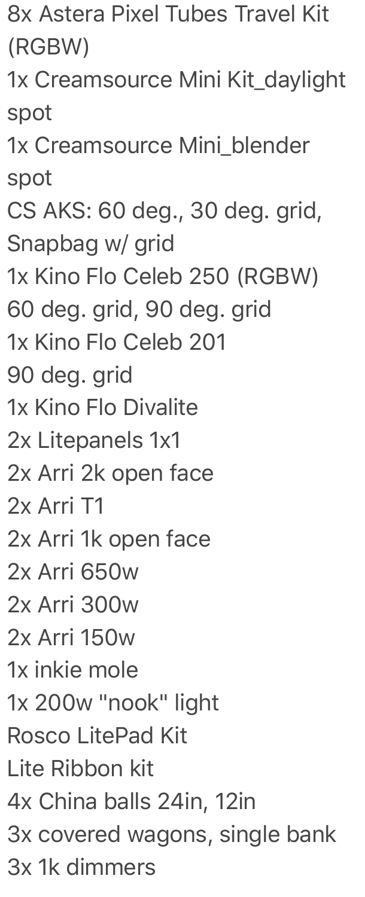8x Astera Pixel Tubes Travel Kit (RGBW)
1x Creamsource Mini Kit_daylight spot
1x Creamsource Mini_blender spot
CS AKS: 60 deg., 30 deg. grid, Snapbag w/ grid
1x Kino Flo Celeb 250 (RGBW)
60 deg. grid, 90 deg. grid
1x Kino Flo Celeb 201
90 deg. grid
1x Kino Flo Divalite
2x Litepanels 1x1
2x Arri 2k open face
2x Arri T1
2x Arri 1k open face
2x Arri 650w
2x Arri 300w
2x Arri 150w
1x inkie mole
1x 200w "nook" light
Rosco LitePad Kit
Lite Ribbon kit
4x China balls 24in, 12in
3x covered wagons, single bank
3x 1k dimmers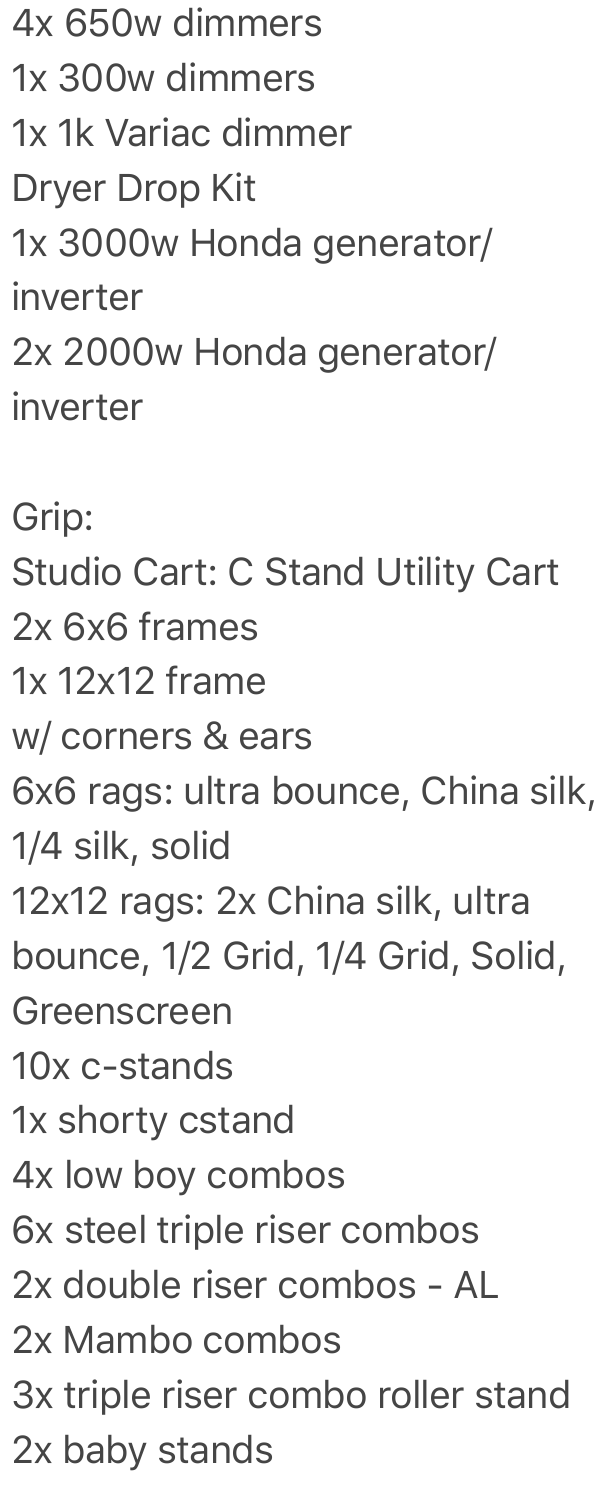4x 650w dimmers
1x 300w dimmers
1x 1k Variac dimmer
Dryer Drop Kit
1x 3000w Honda generator/inverter
2x 2000w Honda generator/inverter

Grip:
Studio Cart: C Stand Utility Cart
2x 6x6 frames
1x 12x12 frame
w/ corners & ears
6x6 rags: ultra bounce, China silk, 1/4 silk, solid
12x12 rags: 2x China silk, ultra bounce, 1/2 Grid, 1/4 Grid, Solid, Greenscreen
10x c-stands
1x shorty cstand
4x low boy combos
6x steel triple riser combos
2x double riser combos - AL
2x Mambo combos
3x triple riser combo roller stand
2x baby stands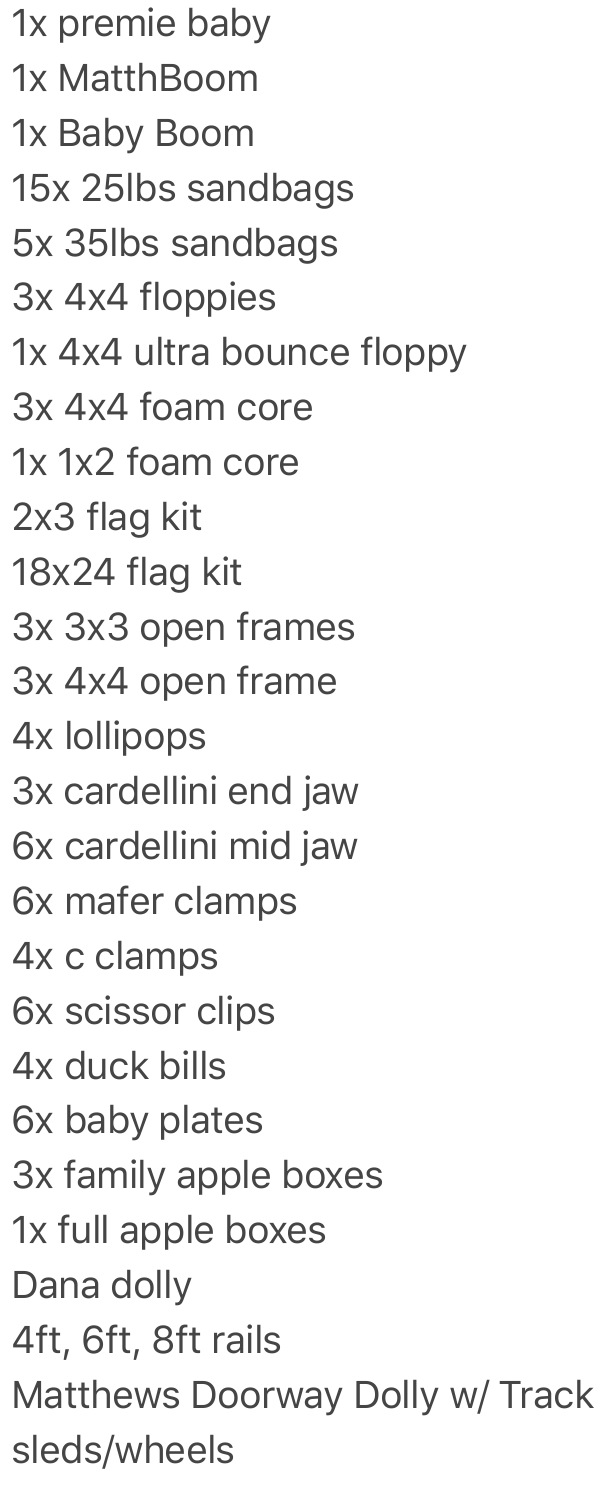1x premie baby
1x MatthBoom
1x Baby Boom
15x 25lbs sandbags
5x 35lbs sandbags
3x 4x4 floppies
1x 4x4 ultra bounce floppy
3x 4x4 foam core
1x 1x2 foam core
2x3 flag kit
18x24 flag kit
3x 3x3 open frames
3x 4x4 open frame
4x lollipops
3x cardellini end jaw
6x cardellini mid jaw
6x mafer clamps
4x c clamps
6x scissor clips
4x duck bills
6x baby plates
3x family apple boxes
1x full apple boxes
Dana dolly
4ft, 6ft, 8ft rails
Matthews Doorway Dolly w/ Track sleds/wheels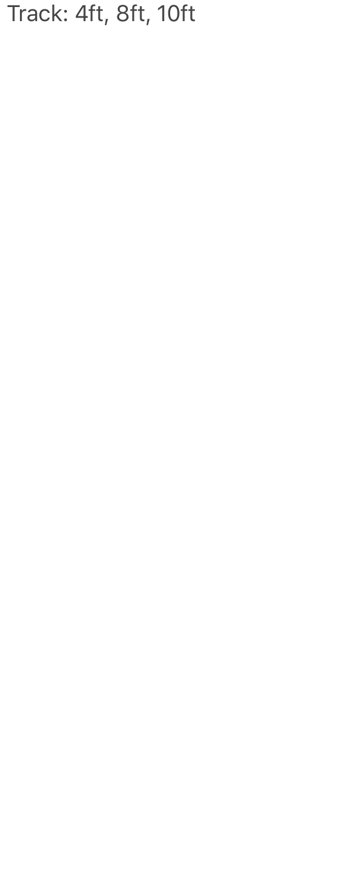Track: 4ft, 8ft, 10ft